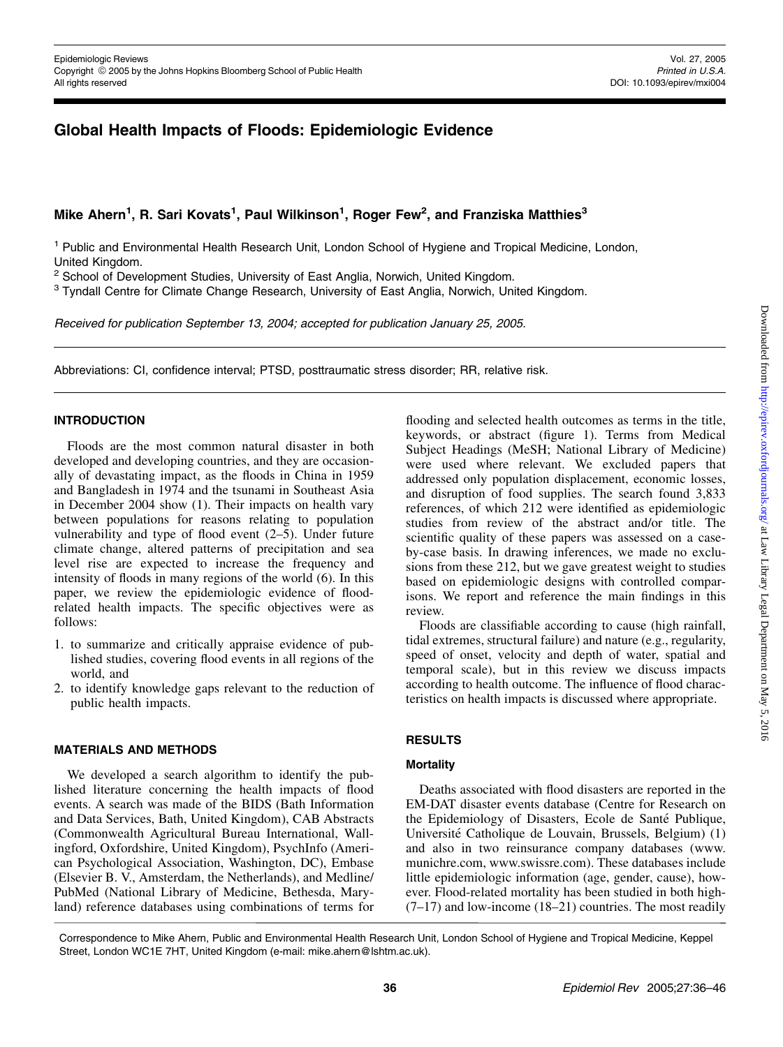# Global Health Impacts of Floods: Epidemiologic Evidence

**Mike Ahern[1], R. Sari Kovats[1], Paul Wilkinson[1], Roger Few[2], and Franziska Matthies[3]**

[1] Public and Environmental Health Research Unit, London School of Hygiene and Tropical Medicine, London, United Kingdom.
[2] School of Development Studies, University of East Anglia, Norwich, United Kingdom.
[3] Tyndall Centre for Climate Change Research, University of East Anglia, Norwich, United Kingdom.

*Received for publication September 13, 2004; accepted for publication January 25, 2005.*

Abbreviations: CI, confidence interval; PTSD, posttraumatic stress disorder; RR, relative risk.

## INTRODUCTION

Floods are the most common natural disaster in both developed and developing countries, and they are occasionally of devastating impact, as the floods in China in 1959 and Bangladesh in 1974 and the tsunami in Southeast Asia in December 2004 show (1). Their impacts on health vary between populations for reasons relating to population vulnerability and type of flood event (2–5). Under future climate change, altered patterns of precipitation and sea level rise are expected to increase the frequency and intensity of floods in many regions of the world (6). In this paper, we review the epidemiologic evidence of flood-related health impacts. The specific objectives were as follows:

1. to summarize and critically appraise evidence of published studies, covering flood events in all regions of the world, and
2. to identify knowledge gaps relevant to the reduction of public health impacts.

## MATERIALS AND METHODS

We developed a search algorithm to identify the published literature concerning the health impacts of flood events. A search was made of the BIDS (Bath Information and Data Services, Bath, United Kingdom), CAB Abstracts (Commonwealth Agricultural Bureau International, Wallingford, Oxfordshire, United Kingdom), PsychInfo (American Psychological Association, Washington, DC), Embase (Elsevier B. V., Amsterdam, the Netherlands), and Medline/PubMed (National Library of Medicine, Bethesda, Maryland) reference databases using combinations of terms for flooding and selected health outcomes as terms in the title, keywords, or abstract (figure 1). Terms from Medical Subject Headings (MeSH; National Library of Medicine) were used where relevant. We excluded papers that addressed only population displacement, economic losses, and disruption of food supplies. The search found 3,833 references, of which 212 were identified as epidemiologic studies from review of the abstract and/or title. The scientific quality of these papers was assessed on a case-by-case basis. In drawing inferences, we made no exclusions from these 212, but we gave greatest weight to studies based on epidemiologic designs with controlled comparisons. We report and reference the main findings in this review.

Floods are classifiable according to cause (high rainfall, tidal extremes, structural failure) and nature (e.g., regularity, speed of onset, velocity and depth of water, spatial and temporal scale), but in this review we discuss impacts according to health outcome. The influence of flood characteristics on health impacts is discussed where appropriate.

## RESULTS

### Mortality

Deaths associated with flood disasters are reported in the EM-DAT disaster events database (Centre for Research on the Epidemiology of Disasters, Ecole de Santé Publique, Université Catholique de Louvain, Brussels, Belgium) (1) and also in two reinsurance company databases (www.munichre.com, www.swissre.com). These databases include little epidemiologic information (age, gender, cause), however. Flood-related mortality has been studied in both high- (7–17) and low-income (18–21) countries. The most readily

Correspondence to Mike Ahern, Public and Environmental Health Research Unit, London School of Hygiene and Tropical Medicine, Keppel Street, London WC1E 7HT, United Kingdom (e-mail: mike.ahern@lshtm.ac.uk).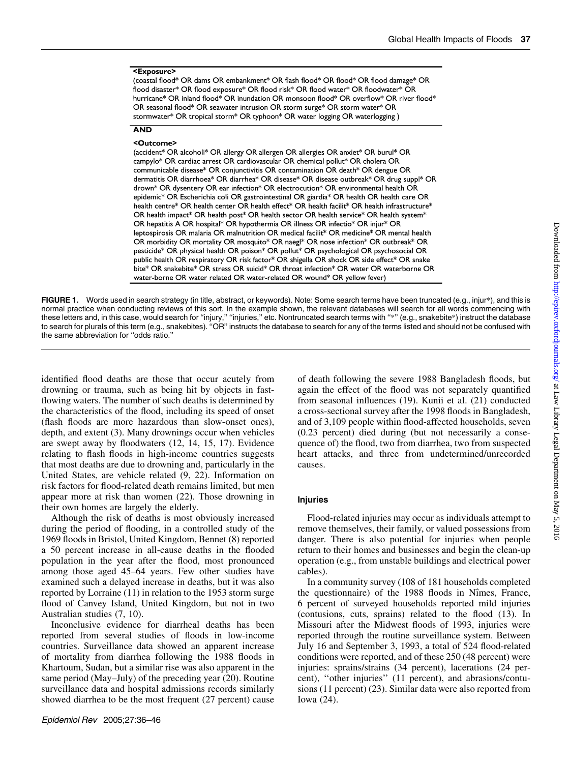**<Exposure>**

(coastal flood* OR dams OR embankment* OR flash flood* OR flood* OR flood damage* OR flood disaster* OR flood exposure* OR flood risk* OR flood water* OR floodwater* OR hurricane* OR inland flood* OR inundation OR monsoon flood* OR overflow* OR river flood* OR seasonal flood* OR seawater intrusion OR storm surge* OR storm water* OR stormwater* OR tropical storm* OR typhoon* OR water logging OR waterlogging )

**AND**

**<Outcome>**

(accident* OR alcoholi* OR allergy OR allergen OR allergies OR anxiet* OR burul* OR campylo* OR cardiac arrest OR cardiovascular OR chemical pollut* OR cholera OR communicable disease* OR conjunctivitis OR contamination OR death* OR dengue OR dermatitis OR diarrhoea* OR diarrhea* OR disease* OR disease outbreak* OR drug suppl* OR drown* OR dysentery OR ear infection* OR electrocution* OR environmental health OR epidemic* OR Escherichia coli OR gastrointestinal OR giardia* OR health OR health care OR health centre* OR health center OR health effect* OR health facilit* OR health infrastructure* OR health impact* OR health post* OR health sector OR health service* OR health system* OR hepatitis A OR hospital* OR hypothermia OR illness OR infectio* OR injur* OR leptospirosis OR malaria OR malnutrition OR medical facilit* OR medicine* OR mental health OR morbidity OR mortality OR mosquito* OR naegl* OR nose infection* OR outbreak* OR pesticide* OR physical health OR poison* OR pollut* OR psychological OR psychosocial OR public health OR respiratory OR risk factor* OR shigella OR shock OR side effect* OR snake bite* OR snakebite* OR stress OR suicid* OR throat infection* OR water OR waterborne OR water-borne OR water related OR water-related OR wound* OR yellow fever)

**FIGURE 1.** Words used in search strategy (in title, abstract, or keywords). Note: Some search terms have been truncated (e.g., injur*), and this is normal practice when conducting reviews of this sort. In the example shown, the relevant databases will search for all words commencing with these letters and, in this case, would search for "injury," "injuries," etc. Nontruncated search terms with "*" (e.g., snakebite*) instruct the database to search for plurals of this term (e.g., snakebites). "OR" instructs the database to search for any of the terms listed and should not be confused with the same abbreviation for "odds ratio."

identified flood deaths are those that occur acutely from drowning or trauma, such as being hit by objects in fast-flowing waters. The number of such deaths is determined by the characteristics of the flood, including its speed of onset (flash floods are more hazardous than slow-onset ones), depth, and extent (3). Many drownings occur when vehicles are swept away by floodwaters (12, 14, 15, 17). Evidence relating to flash floods in high-income countries suggests that most deaths are due to drowning and, particularly in the United States, are vehicle related (9, 22). Information on risk factors for flood-related death remains limited, but men appear more at risk than women (22). Those drowning in their own homes are largely the elderly.

Although the risk of deaths is most obviously increased during the period of flooding, in a controlled study of the 1969 floods in Bristol, United Kingdom, Bennet (8) reported a 50 percent increase in all-cause deaths in the flooded population in the year after the flood, most pronounced among those aged 45–64 years. Few other studies have examined such a delayed increase in deaths, but it was also reported by Lorraine (11) in relation to the 1953 storm surge flood of Canvey Island, United Kingdom, but not in two Australian studies (7, 10).

Inconclusive evidence for diarrheal deaths has been reported from several studies of floods in low-income countries. Surveillance data showed an apparent increase of mortality from diarrhea following the 1988 floods in Khartoum, Sudan, but a similar rise was also apparent in the same period (May–July) of the preceding year (20). Routine surveillance data and hospital admissions records similarly showed diarrhea to be the most frequent (27 percent) cause of death following the severe 1988 Bangladesh floods, but again the effect of the flood was not separately quantified from seasonal influences (19). Kunii et al. (21) conducted a cross-sectional survey after the 1998 floods in Bangladesh, and of 3,109 people within flood-affected households, seven (0.23 percent) died during (but not necessarily a consequence of) the flood, two from diarrhea, two from suspected heart attacks, and three from undetermined/unrecorded causes.

### Injuries

Flood-related injuries may occur as individuals attempt to remove themselves, their family, or valued possessions from danger. There is also potential for injuries when people return to their homes and businesses and begin the clean-up operation (e.g., from unstable buildings and electrical power cables).

In a community survey (108 of 181 households completed the questionnaire) of the 1988 floods in Nîmes, France, 6 percent of surveyed households reported mild injuries (contusions, cuts, sprains) related to the flood (13). In Missouri after the Midwest floods of 1993, injuries were reported through the routine surveillance system. Between July 16 and September 3, 1993, a total of 524 flood-related conditions were reported, and of these 250 (48 percent) were injuries: sprains/strains (34 percent), lacerations (24 percent), "other injuries" (11 percent), and abrasions/contusions (11 percent) (23). Similar data were also reported from Iowa (24).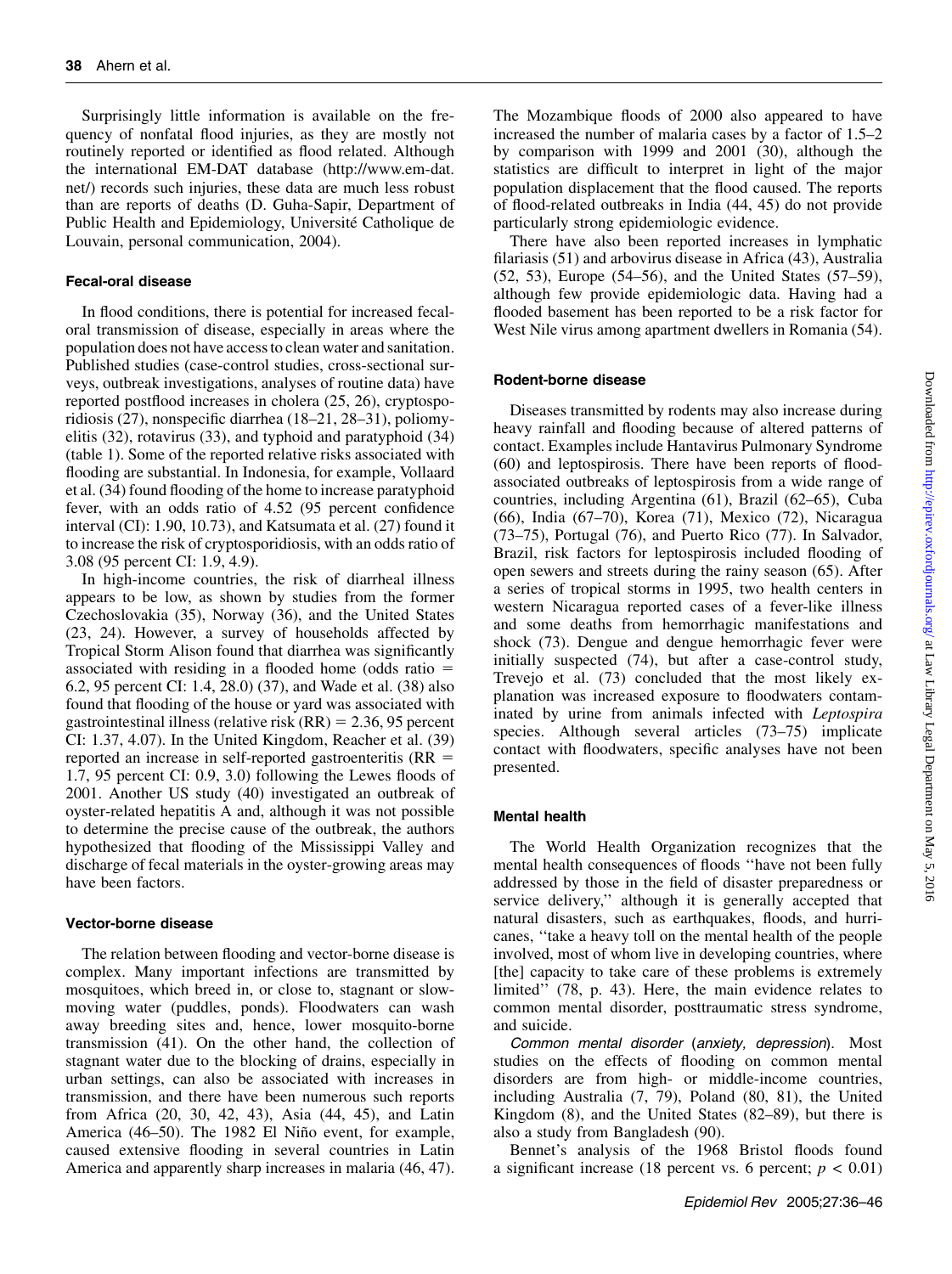Surprisingly little information is available on the frequency of nonfatal flood injuries, as they are mostly not routinely reported or identified as flood related. Although the international EM-DAT database (http://www.em-dat.net/) records such injuries, these data are much less robust than are reports of deaths (D. Guha-Sapir, Department of Public Health and Epidemiology, Université Catholique de Louvain, personal communication, 2004).

### Fecal-oral disease

In flood conditions, there is potential for increased fecal-oral transmission of disease, especially in areas where the population does not have access to clean water and sanitation. Published studies (case-control studies, cross-sectional surveys, outbreak investigations, analyses of routine data) have reported postflood increases in cholera (25, 26), cryptosporidiosis (27), nonspecific diarrhea (18–21, 28–31), poliomyelitis (32), rotavirus (33), and typhoid and paratyphoid (34) (table 1). Some of the reported relative risks associated with flooding are substantial. In Indonesia, for example, Vollaard et al. (34) found flooding of the home to increase paratyphoid fever, with an odds ratio of 4.52 (95 percent confidence interval (CI): 1.90, 10.73), and Katsumata et al. (27) found it to increase the risk of cryptosporidiosis, with an odds ratio of 3.08 (95 percent CI: 1.9, 4.9).

In high-income countries, the risk of diarrheal illness appears to be low, as shown by studies from the former Czechoslovakia (35), Norway (36), and the United States (23, 24). However, a survey of households affected by Tropical Storm Alison found that diarrhea was significantly associated with residing in a flooded home (odds ratio = 6.2, 95 percent CI: 1.4, 28.0) (37), and Wade et al. (38) also found that flooding of the house or yard was associated with gastrointestinal illness (relative risk (RR) = 2.36, 95 percent CI: 1.37, 4.07). In the United Kingdom, Reacher et al. (39) reported an increase in self-reported gastroenteritis (RR = 1.7, 95 percent CI: 0.9, 3.0) following the Lewes floods of 2001. Another US study (40) investigated an outbreak of oyster-related hepatitis A and, although it was not possible to determine the precise cause of the outbreak, the authors hypothesized that flooding of the Mississippi Valley and discharge of fecal materials in the oyster-growing areas may have been factors.

### Vector-borne disease

The relation between flooding and vector-borne disease is complex. Many important infections are transmitted by mosquitoes, which breed in, or close to, stagnant or slow-moving water (puddles, ponds). Floodwaters can wash away breeding sites and, hence, lower mosquito-borne transmission (41). On the other hand, the collection of stagnant water due to the blocking of drains, especially in urban settings, can also be associated with increases in transmission, and there have been numerous such reports from Africa (20, 30, 42, 43), Asia (44, 45), and Latin America (46–50). The 1982 El Niño event, for example, caused extensive flooding in several countries in Latin America and apparently sharp increases in malaria (46, 47). The Mozambique floods of 2000 also appeared to have increased the number of malaria cases by a factor of 1.5–2 by comparison with 1999 and 2001 (30), although the statistics are difficult to interpret in light of the major population displacement that the flood caused. The reports of flood-related outbreaks in India (44, 45) do not provide particularly strong epidemiologic evidence.

There have also been reported increases in lymphatic filariasis (51) and arbovirus disease in Africa (43), Australia (52, 53), Europe (54–56), and the United States (57–59), although few provide epidemiologic data. Having had a flooded basement has been reported to be a risk factor for West Nile virus among apartment dwellers in Romania (54).

### Rodent-borne disease

Diseases transmitted by rodents may also increase during heavy rainfall and flooding because of altered patterns of contact. Examples include Hantavirus Pulmonary Syndrome (60) and leptospirosis. There have been reports of flood-associated outbreaks of leptospirosis from a wide range of countries, including Argentina (61), Brazil (62–65), Cuba (66), India (67–70), Korea (71), Mexico (72), Nicaragua (73–75), Portugal (76), and Puerto Rico (77). In Salvador, Brazil, risk factors for leptospirosis included flooding of open sewers and streets during the rainy season (65). After a series of tropical storms in 1995, two health centers in western Nicaragua reported cases of a fever-like illness and some deaths from hemorrhagic manifestations and shock (73). Dengue and dengue hemorrhagic fever were initially suspected (74), but after a case-control study, Trevejo et al. (73) concluded that the most likely explanation was increased exposure to floodwaters contaminated by urine from animals infected with *Leptospira* species. Although several articles (73–75) implicate contact with floodwaters, specific analyses have not been presented.

### Mental health

The World Health Organization recognizes that the mental health consequences of floods "have not been fully addressed by those in the field of disaster preparedness or service delivery," although it is generally accepted that natural disasters, such as earthquakes, floods, and hurricanes, "take a heavy toll on the mental health of the people involved, most of whom live in developing countries, where [the] capacity to take care of these problems is extremely limited" (78, p. 43). Here, the main evidence relates to common mental disorder, posttraumatic stress syndrome, and suicide.

*Common mental disorder (anxiety, depression)*. Most studies on the effects of flooding on common mental disorders are from high- or middle-income countries, including Australia (7, 79), Poland (80, 81), the United Kingdom (8), and the United States (82–89), but there is also a study from Bangladesh (90).

Bennet's analysis of the 1968 Bristol floods found a significant increase (18 percent vs. 6 percent; $p < 0.01$)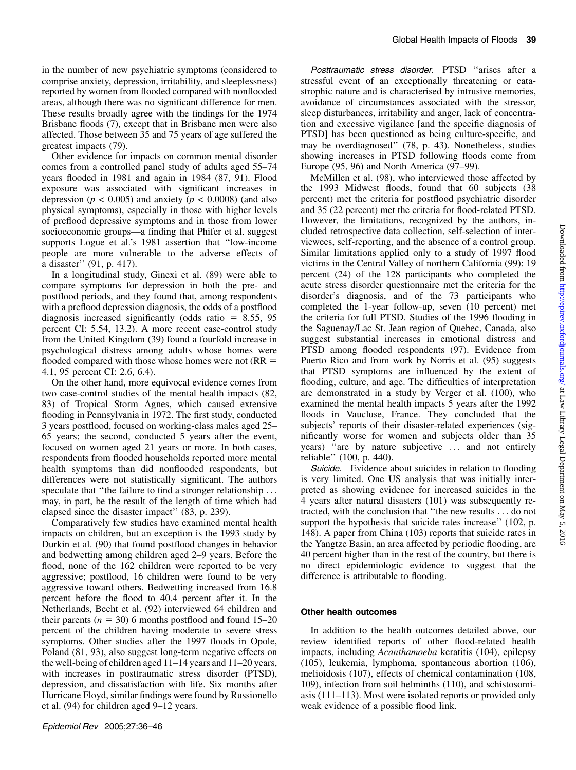in the number of new psychiatric symptoms (considered to comprise anxiety, depression, irritability, and sleeplessness) reported by women from flooded compared with nonflooded areas, although there was no significant difference for men. These results broadly agree with the findings for the 1974 Brisbane floods (7), except that in Brisbane men were also affected. Those between 35 and 75 years of age suffered the greatest impacts (79).

Other evidence for impacts on common mental disorder comes from a controlled panel study of adults aged 55–74 years flooded in 1981 and again in 1984 (87, 91). Flood exposure was associated with significant increases in depression ($p < 0.005$) and anxiety ($p < 0.0008$) (and also physical symptoms), especially in those with higher levels of preflood depressive symptoms and in those from lower socioeconomic groups—a finding that Phifer et al. suggest supports Logue et al.'s 1981 assertion that ''low-income people are more vulnerable to the adverse effects of a disaster'' (91, p. 417).

In a longitudinal study, Ginexi et al. (89) were able to compare symptoms for depression in both the pre- and postflood periods, and they found that, among respondents with a preflood depression diagnosis, the odds of a postflood diagnosis increased significantly (odds ratio = 8.55, 95 percent CI: 5.54, 13.2). A more recent case-control study from the United Kingdom (39) found a fourfold increase in psychological distress among adults whose homes were flooded compared with those whose homes were not (RR = 4.1, 95 percent CI: 2.6, 6.4).

On the other hand, more equivocal evidence comes from two case-control studies of the mental health impacts (82, 83) of Tropical Storm Agnes, which caused extensive flooding in Pennsylvania in 1972. The first study, conducted 3 years postflood, focused on working-class males aged 25–65 years; the second, conducted 5 years after the event, focused on women aged 21 years or more. In both cases, respondents from flooded households reported more mental health symptoms than did nonflooded respondents, but differences were not statistically significant. The authors speculate that ''the failure to find a stronger relationship . . . may, in part, be the result of the length of time which had elapsed since the disaster impact'' (83, p. 239).

Comparatively few studies have examined mental health impacts on children, but an exception is the 1993 study by Durkin et al. (90) that found postflood changes in behavior and bedwetting among children aged 2–9 years. Before the flood, none of the 162 children were reported to be very aggressive; postflood, 16 children were found to be very aggressive toward others. Bedwetting increased from 16.8 percent before the flood to 40.4 percent after it. In the Netherlands, Becht et al. (92) interviewed 64 children and their parents ($n = 30$) 6 months postflood and found 15–20 percent of the children having moderate to severe stress symptoms. Other studies after the 1997 floods in Opole, Poland (81, 93), also suggest long-term negative effects on the well-being of children aged 11–14 years and 11–20 years, with increases in posttraumatic stress disorder (PTSD), depression, and dissatisfaction with life. Six months after Hurricane Floyd, similar findings were found by Russionello et al. (94) for children aged 9–12 years.

*Posttraumatic stress disorder.* PTSD ''arises after a stressful event of an exceptionally threatening or catastrophic nature and is characterised by intrusive memories, avoidance of circumstances associated with the stressor, sleep disturbances, irritability and anger, lack of concentration and excessive vigilance [and the specific diagnosis of PTSD] has been questioned as being culture-specific, and may be overdiagnosed'' (78, p. 43). Nonetheless, studies showing increases in PTSD following floods come from Europe (95, 96) and North America (97–99).

McMillen et al. (98), who interviewed those affected by the 1993 Midwest floods, found that 60 subjects (38 percent) met the criteria for postflood psychiatric disorder and 35 (22 percent) met the criteria for flood-related PTSD. However, the limitations, recognized by the authors, included retrospective data collection, self-selection of interviewees, self-reporting, and the absence of a control group. Similar limitations applied only to a study of 1997 flood victims in the Central Valley of northern California (99): 19 percent (24) of the 128 participants who completed the acute stress disorder questionnaire met the criteria for the disorder's diagnosis, and of the 73 participants who completed the 1-year follow-up, seven (10 percent) met the criteria for full PTSD. Studies of the 1996 flooding in the Saguenay/Lac St. Jean region of Quebec, Canada, also suggest substantial increases in emotional distress and PTSD among flooded respondents (97). Evidence from Puerto Rico and from work by Norris et al. (95) suggests that PTSD symptoms are influenced by the extent of flooding, culture, and age. The difficulties of interpretation are demonstrated in a study by Verger et al. (100), who examined the mental health impacts 5 years after the 1992 floods in Vaucluse, France. They concluded that the subjects' reports of their disaster-related experiences (significantly worse for women and subjects older than 35 years) ''are by nature subjective . . . and not entirely reliable'' (100, p. 440).

*Suicide.* Evidence about suicides in relation to flooding is very limited. One US analysis that was initially interpreted as showing evidence for increased suicides in the 4 years after natural disasters (101) was subsequently retracted, with the conclusion that ''the new results . . . do not support the hypothesis that suicide rates increase'' (102, p. 148). A paper from China (103) reports that suicide rates in the Yangtze Basin, an area affected by periodic flooding, are 40 percent higher than in the rest of the country, but there is no direct epidemiologic evidence to suggest that the difference is attributable to flooding.

### Other health outcomes

In addition to the health outcomes detailed above, our review identified reports of other flood-related health impacts, including *Acanthamoeba* keratitis (104), epilepsy (105), leukemia, lymphoma, spontaneous abortion (106), melioidosis (107), effects of chemical contamination (108, 109), infection from soil helminths (110), and schistosomiasis (111–113). Most were isolated reports or provided only weak evidence of a possible flood link.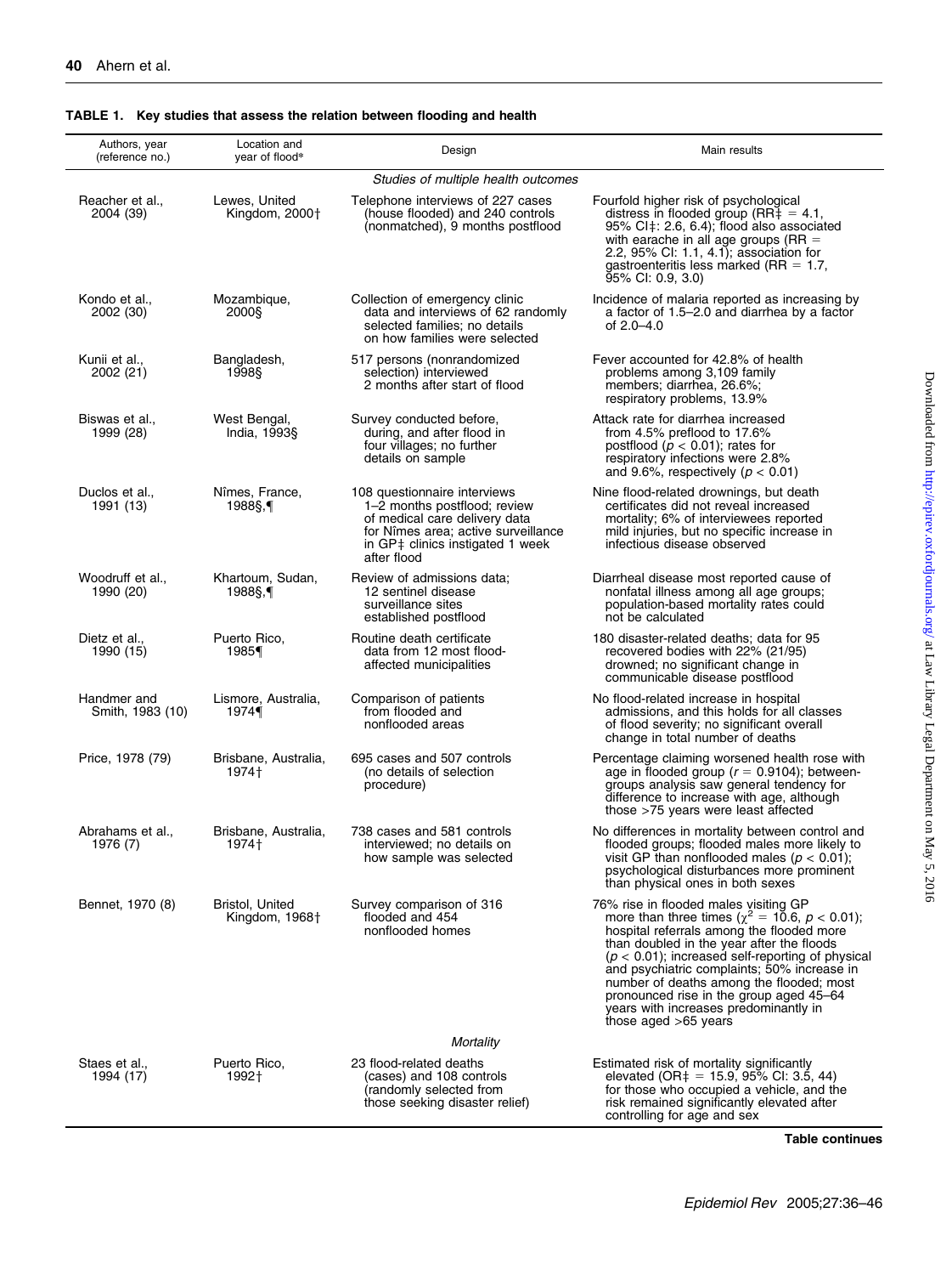**TABLE 1. Key studies that assess the relation between flooding and health**

| Authors, year (reference no.) | Location and year of flood* | Design | Main results |
|---|---|---|---|
| *Studies of multiple health outcomes* | | | |
| Reacher et al., 2004 (39) | Lewes, United Kingdom, 2000† | Telephone interviews of 227 cases (house flooded) and 240 controls (nonmatched), 9 months postflood | Fourfold higher risk of psychological distress in flooded group (RR‡ = 4.1, 95% CI‡: 2.6, 6.4); flood also associated with earache in all age groups (RR = 2.2, 95% CI: 1.1, 4.1); association for gastroenteritis less marked (RR = 1.7, 95% CI: 0.9, 3.0) |
| Kondo et al., 2002 (30) | Mozambique, 2000§ | Collection of emergency clinic data and interviews of 62 randomly selected families; no details on how families were selected | Incidence of malaria reported as increasing by a factor of 1.5–2.0 and diarrhea by a factor of 2.0–4.0 |
| Kunii et al., 2002 (21) | Bangladesh, 1998§ | 517 persons (nonrandomized selection) interviewed 2 months after start of flood | Fever accounted for 42.8% of health problems among 3,109 family members; diarrhea, 26.6%; respiratory problems, 13.9% |
| Biswas et al., 1999 (28) | West Bengal, India, 1993§ | Survey conducted before, during, and after flood in four villages; no further details on sample | Attack rate for diarrhea increased from 4.5% preflood to 17.6% postflood ($p < 0.01$); rates for respiratory infections were 2.8% and 9.6%, respectively ($p < 0.01$) |
| Duclos et al., 1991 (13) | Nîmes, France, 1988§,¶ | 108 questionnaire interviews 1–2 months postflood; review of medical care delivery data for Nîmes area; active surveillance in GP‡ clinics instigated 1 week after flood | Nine flood-related drownings, but death certificates did not reveal increased mortality; 6% of interviewees reported mild injuries, but no specific increase in infectious disease observed |
| Woodruff et al., 1990 (20) | Khartoum, Sudan, 1988§,¶ | Review of admissions data; 12 sentinel disease surveillance sites established postflood | Diarrheal disease most reported cause of nonfatal illness among all age groups; population-based mortality rates could not be calculated |
| Dietz et al., 1990 (15) | Puerto Rico, 1985¶ | Routine death certificate data from 12 most flood-affected municipalities | 180 disaster-related deaths; data for 95 recovered bodies with 22% (21/95) drowned; no significant change in communicable disease postflood |
| Handmer and Smith, 1983 (10) | Lismore, Australia, 1974¶ | Comparison of patients from flooded and nonflooded areas | No flood-related increase in hospital admissions, and this holds for all classes of flood severity; no significant overall change in total number of deaths |
| Price, 1978 (79) | Brisbane, Australia, 1974† | 695 cases and 507 controls (no details of selection procedure) | Percentage claiming worsened health rose with age in flooded group ($r = 0.9104$); between-groups analysis saw general tendency for difference to increase with age, although those >75 years were least affected |
| Abrahams et al., 1976 (7) | Brisbane, Australia, 1974† | 738 cases and 581 controls interviewed; no details on how sample was selected | No differences in mortality between control and flooded groups; flooded males more likely to visit GP than nonflooded males ($p < 0.01$); psychological disturbances more prominent than physical ones in both sexes |
| Bennet, 1970 (8) | Bristol, United Kingdom, 1968† | Survey comparison of 316 flooded and 454 nonflooded homes | 76% rise in flooded males visiting GP more than three times ($\chi^2 = 10.6$, $p < 0.01$); hospital referrals among the flooded more than doubled in the year after the floods ($p < 0.01$); increased self-reporting of physical and psychiatric complaints; 50% increase in number of deaths among the flooded; most pronounced rise in the group aged 45–64 years with increases predominantly in those aged >65 years |
| *Mortality* | | | |
| Staes et al., 1994 (17) | Puerto Rico, 1992† | 23 flood-related deaths (cases) and 108 controls (randomly selected from those seeking disaster relief) | Estimated risk of mortality significantly elevated (OR‡ = 15.9, 95% CI: 3.5, 44) for those who occupied a vehicle, and the risk remained significantly elevated after controlling for age and sex |

**Table continues**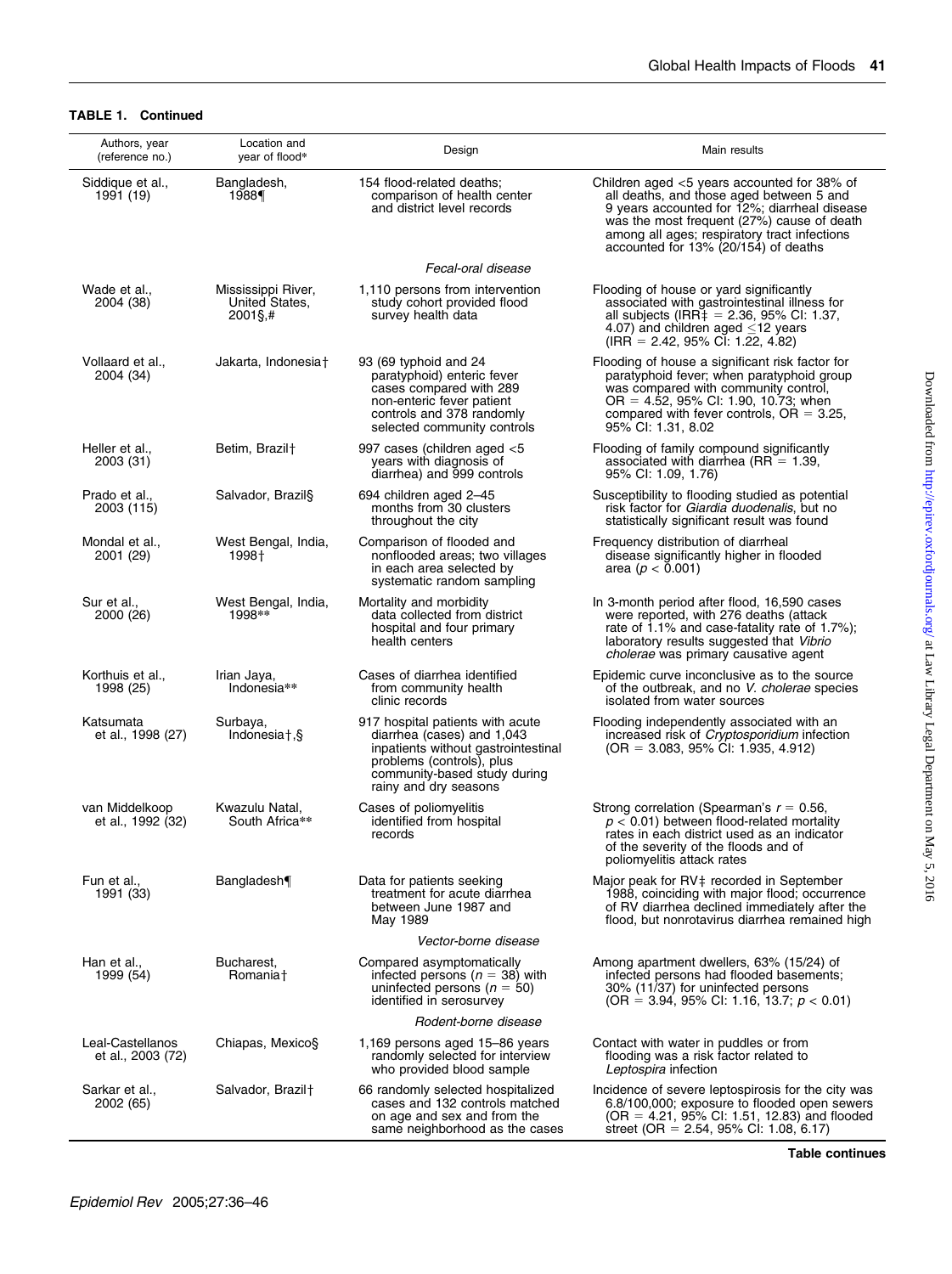**TABLE 1. Continued**

| Authors, year (reference no.) | Location and year of flood* | Design | Main results |
|---|---|---|---|
| Siddique et al., 1991 (19) | Bangladesh, 1988¶ | 154 flood-related deaths; comparison of health center and district level records | Children aged <5 years accounted for 38% of all deaths, and those aged between 5 and 9 years accounted for 12%; diarrheal disease was the most frequent (27%) cause of death among all ages; respiratory tract infections accounted for 13% (20/154) of deaths |
| | | *Fecal-oral disease* | |
| Wade et al., 2004 (38) | Mississippi River, United States, 2001§,# | 1,110 persons from intervention study cohort provided flood survey health data | Flooding of house or yard significantly associated with gastrointestinal illness for all subjects (IRR‡ = 2.36, 95% CI: 1.37, 4.07) and children aged ≤12 years (IRR = 2.42, 95% CI: 1.22, 4.82) |
| Vollaard et al., 2004 (34) | Jakarta, Indonesia† | 93 (69 typhoid and 24 paratyphoid) enteric fever cases compared with 289 non-enteric fever patient controls and 378 randomly selected community controls | Flooding of house a significant risk factor for paratyphoid fever; when paratyphoid group was compared with community control, OR = 4.52, 95% CI: 1.90, 10.73; when compared with fever controls, OR = 3.25, 95% CI: 1.31, 8.02 |
| Heller et al., 2003 (31) | Betim, Brazil† | 997 cases (children aged <5 years with diagnosis of diarrhea) and 999 controls | Flooding of family compound significantly associated with diarrhea (RR = 1.39, 95% CI: 1.09, 1.76) |
| Prado et al., 2003 (115) | Salvador, Brazil§ | 694 children aged 2–45 months from 30 clusters throughout the city | Susceptibility to flooding studied as potential risk factor for *Giardia duodenalis*, but no statistically significant result was found |
| Mondal et al., 2001 (29) | West Bengal, India, 1998† | Comparison of flooded and nonflooded areas; two villages in each area selected by systematic random sampling | Frequency distribution of diarrheal disease significantly higher in flooded area ($p < 0.001$) |
| Sur et al., 2000 (26) | West Bengal, India, 1998** | Mortality and morbidity data collected from district hospital and four primary health centers | In 3-month period after flood, 16,590 cases were reported, with 276 deaths (attack rate of 1.1% and case-fatality rate of 1.7%); laboratory results suggested that *Vibrio cholerae* was primary causative agent |
| Korthuis et al., 1998 (25) | Irian Jaya, Indonesia** | Cases of diarrhea identified from community health clinic records | Epidemic curve inconclusive as to the source of the outbreak, and no *V. cholerae* species isolated from water sources |
| Katsumata et al., 1998 (27) | Surbaya, Indonesia†,§ | 917 hospital patients with acute diarrhea (cases) and 1,043 inpatients without gastrointestinal problems (controls), plus community-based study during rainy and dry seasons | Flooding independently associated with an increased risk of *Cryptosporidium* infection (OR = 3.083, 95% CI: 1.935, 4.912) |
| van Middelkoop et al., 1992 (32) | Kwazulu Natal, South Africa** | Cases of poliomyelitis identified from hospital records | Strong correlation (Spearman's $r = 0.56$, $p < 0.01$) between flood-related mortality rates in each district used as an indicator of the severity of the floods and of poliomyelitis attack rates |
| Fun et al., 1991 (33) | Bangladesh¶ | Data for patients seeking treatment for acute diarrhea between June 1987 and May 1989 | Major peak for RV‡ recorded in September 1988, coinciding with major flood; occurrence of RV diarrhea declined immediately after the flood, but nonrotavirus diarrhea remained high |
| | | *Vector-borne disease* | |
| Han et al., 1999 (54) | Bucharest, Romania† | Compared asymptomatically infected persons ($n = 38$) with uninfected persons ($n = 50$) identified in serosurvey | Among apartment dwellers, 63% (15/24) of infected persons had flooded basements; 30% (11/37) for uninfected persons (OR = 3.94, 95% CI: 1.16, 13.7; $p < 0.01$) |
| | | *Rodent-borne disease* | |
| Leal-Castellanos et al., 2003 (72) | Chiapas, Mexico§ | 1,169 persons aged 15–86 years randomly selected for interview who provided blood sample | Contact with water in puddles or from flooding was a risk factor related to *Leptospira* infection |
| Sarkar et al., 2002 (65) | Salvador, Brazil† | 66 randomly selected hospitalized cases and 132 controls matched on age and sex and from the same neighborhood as the cases | Incidence of severe leptospirosis for the city was 6.8/100,000; exposure to flooded open sewers (OR = 4.21, 95% CI: 1.51, 12.83) and flooded street (OR = 2.54, 95% CI: 1.08, 6.17) |

**Table continues**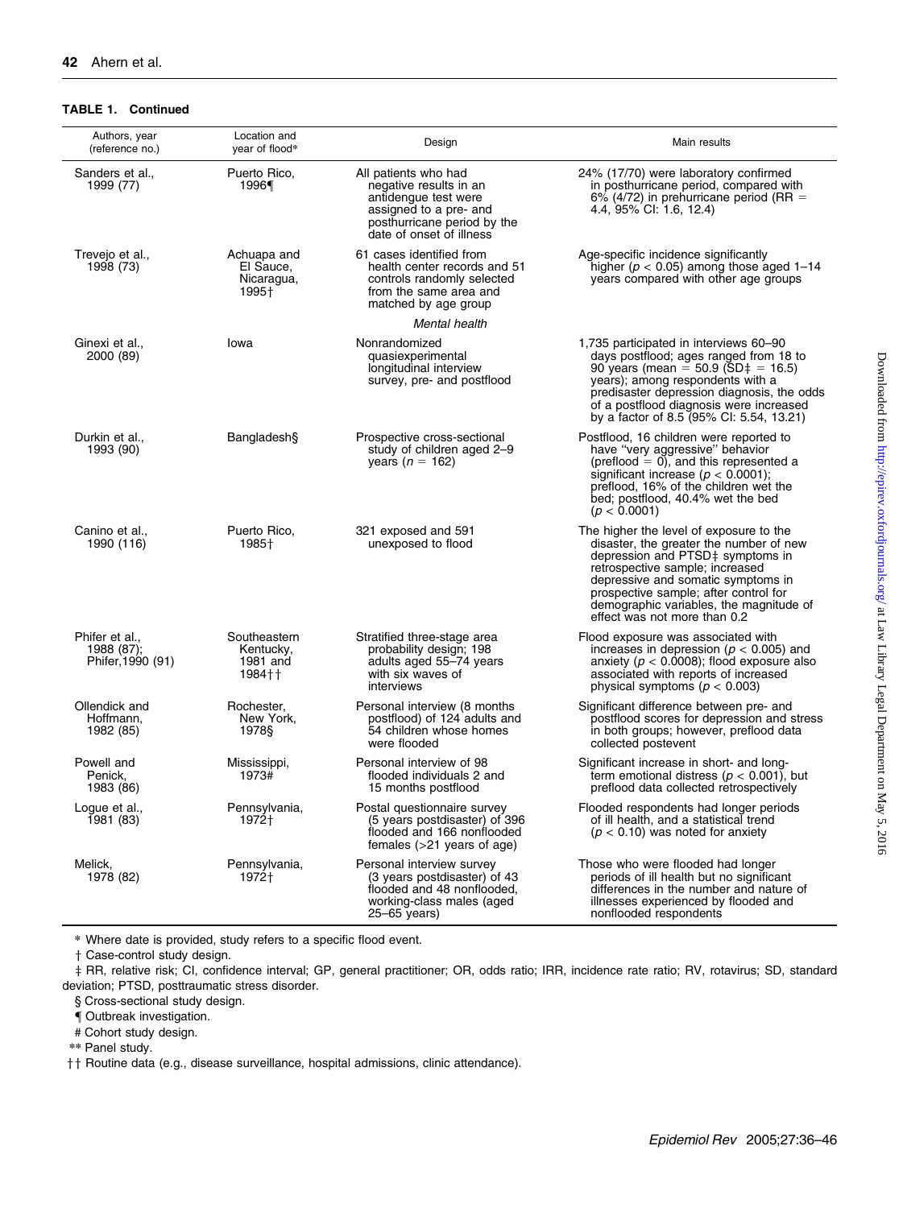**TABLE 1. Continued**

| Authors, year (reference no.) | Location and year of flood* | Design | Main results |
|---|---|---|---|
| Sanders et al., 1999 (77) | Puerto Rico, 1996¶ | All patients who had negative results in an antidengue test were assigned to a pre- and posthurricane period by the date of onset of illness | 24% (17/70) were laboratory confirmed in posthurricane period, compared with 6% (4/72) in prehurricane period (RR = 4.4, 95% CI: 1.6, 12.4) |
| Trevejo et al., 1998 (73) | Achuapa and El Sauce, Nicaragua, 1995† | 61 cases identified from health center records and 51 controls randomly selected from the same area and matched by age group | Age-specific incidence significantly higher ($p < 0.05$) among those aged 1–14 years compared with other age groups |
| | | *Mental health* | |
| Ginexi et al., 2000 (89) | Iowa | Nonrandomized quasiexperimental longitudinal interview survey, pre- and postflood | 1,735 participated in interviews 60–90 days postflood; ages ranged from 18 to 90 years (mean = 50.9 (SD‡ = 16.5) years); among respondents with a predisaster depression diagnosis, the odds of a postflood diagnosis were increased by a factor of 8.5 (95% CI: 5.54, 13.21) |
| Durkin et al., 1993 (90) | Bangladesh§ | Prospective cross-sectional study of children aged 2–9 years ($n = 162$) | Postflood, 16 children were reported to have "very aggressive" behavior (preflood = 0), and this represented a significant increase ($p < 0.0001$); preflood, 16% of the children wet the bed; postflood, 40.4% wet the bed ($p < 0.0001$) |
| Canino et al., 1990 (116) | Puerto Rico, 1985† | 321 exposed and 591 unexposed to flood | The higher the level of exposure to the disaster, the greater the number of new depression and PTSD‡ symptoms in retrospective sample; increased depressive and somatic symptoms in prospective sample; after control for demographic variables, the magnitude of effect was not more than 0.2 |
| Phifer et al., 1988 (87); Phifer, 1990 (91) | Southeastern Kentucky, 1981 and 1984†† | Stratified three-stage area probability design; 198 adults aged 55–74 years with six waves of interviews | Flood exposure was associated with increases in depression ($p < 0.005$) and anxiety ($p < 0.0008$); flood exposure also associated with reports of increased physical symptoms ($p < 0.003$) |
| Ollendick and Hoffmann, 1982 (85) | Rochester, New York, 1978§ | Personal interview (8 months postflood) of 124 adults and 54 children whose homes were flooded | Significant difference between pre- and postflood scores for depression and stress in both groups; however, preflood data collected postevent |
| Powell and Penick, 1983 (86) | Mississippi, 1973# | Personal interview of 98 flooded individuals 2 and 15 months postflood | Significant increase in short- and long-term emotional distress ($p < 0.001$), but preflood data collected retrospectively |
| Logue et al., 1981 (83) | Pennsylvania, 1972† | Postal questionnaire survey (5 years postdisaster) of 396 flooded and 166 nonflooded females (>21 years of age) | Flooded respondents had longer periods of ill health, and a statistical trend ($p < 0.10$) was noted for anxiety |
| Melick, 1978 (82) | Pennsylvania, 1972† | Personal interview survey (3 years postdisaster) of 43 flooded and 48 nonflooded, working-class males (aged 25–65 years) | Those who were flooded had longer periods of ill health but no significant differences in the number and nature of illnesses experienced by flooded and nonflooded respondents |

\* Where date is provided, study refers to a specific flood event.

† Case-control study design.

‡ RR, relative risk; CI, confidence interval; GP, general practitioner; OR, odds ratio; IRR, incidence rate ratio; RV, rotavirus; SD, standard deviation; PTSD, posttraumatic stress disorder.

§ Cross-sectional study design.

¶ Outbreak investigation.

\# Cohort study design.

\*\* Panel study.

†† Routine data (e.g., disease surveillance, hospital admissions, clinic attendance).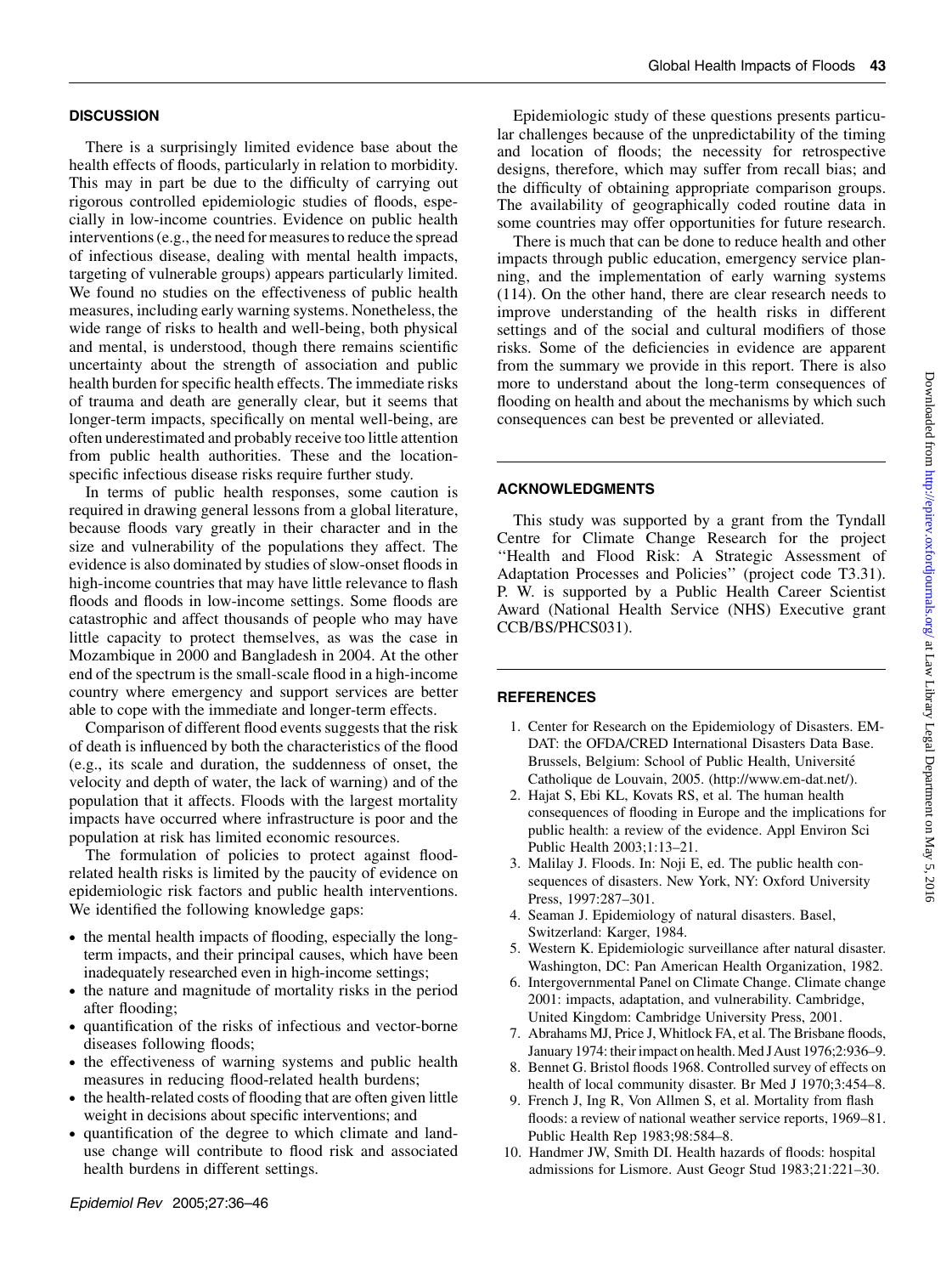## DISCUSSION

There is a surprisingly limited evidence base about the health effects of floods, particularly in relation to morbidity. This may in part be due to the difficulty of carrying out rigorous controlled epidemiologic studies of floods, especially in low-income countries. Evidence on public health interventions (e.g., the need for measures to reduce the spread of infectious disease, dealing with mental health impacts, targeting of vulnerable groups) appears particularly limited. We found no studies on the effectiveness of public health measures, including early warning systems. Nonetheless, the wide range of risks to health and well-being, both physical and mental, is understood, though there remains scientific uncertainty about the strength of association and public health burden for specific health effects. The immediate risks of trauma and death are generally clear, but it seems that longer-term impacts, specifically on mental well-being, are often underestimated and probably receive too little attention from public health authorities. These and the location-specific infectious disease risks require further study.

In terms of public health responses, some caution is required in drawing general lessons from a global literature, because floods vary greatly in their character and in the size and vulnerability of the populations they affect. The evidence is also dominated by studies of slow-onset floods in high-income countries that may have little relevance to flash floods and floods in low-income settings. Some floods are catastrophic and affect thousands of people who may have little capacity to protect themselves, as was the case in Mozambique in 2000 and Bangladesh in 2004. At the other end of the spectrum is the small-scale flood in a high-income country where emergency and support services are better able to cope with the immediate and longer-term effects.

Comparison of different flood events suggests that the risk of death is influenced by both the characteristics of the flood (e.g., its scale and duration, the suddenness of onset, the velocity and depth of water, the lack of warning) and of the population that it affects. Floods with the largest mortality impacts have occurred where infrastructure is poor and the population at risk has limited economic resources.

The formulation of policies to protect against flood-related health risks is limited by the paucity of evidence on epidemiologic risk factors and public health interventions. We identified the following knowledge gaps:

- the mental health impacts of flooding, especially the long-term impacts, and their principal causes, which have been inadequately researched even in high-income settings;
- the nature and magnitude of mortality risks in the period after flooding;
- quantification of the risks of infectious and vector-borne diseases following floods;
- the effectiveness of warning systems and public health measures in reducing flood-related health burdens;
- the health-related costs of flooding that are often given little weight in decisions about specific interventions; and
- quantification of the degree to which climate and land-use change will contribute to flood risk and associated health burdens in different settings.

Epidemiologic study of these questions presents particular challenges because of the unpredictability of the timing and location of floods; the necessity for retrospective designs, therefore, which may suffer from recall bias; and the difficulty of obtaining appropriate comparison groups. The availability of geographically coded routine data in some countries may offer opportunities for future research.

There is much that can be done to reduce health and other impacts through public education, emergency service planning, and the implementation of early warning systems (114). On the other hand, there are clear research needs to improve understanding of the health risks in different settings and of the social and cultural modifiers of those risks. Some of the deficiencies in evidence are apparent from the summary we provide in this report. There is also more to understand about the long-term consequences of flooding on health and about the mechanisms by which such consequences can best be prevented or alleviated.

## ACKNOWLEDGMENTS

This study was supported by a grant from the Tyndall Centre for Climate Change Research for the project "Health and Flood Risk: A Strategic Assessment of Adaptation Processes and Policies" (project code T3.31). P. W. is supported by a Public Health Career Scientist Award (National Health Service (NHS) Executive grant CCB/BS/PHCS031).

## REFERENCES

1. Center for Research on the Epidemiology of Disasters. EM-DAT: the OFDA/CRED International Disasters Data Base. Brussels, Belgium: School of Public Health, Université Catholique de Louvain, 2005. (http://www.em-dat.net/).
2. Hajat S, Ebi KL, Kovats RS, et al. The human health consequences of flooding in Europe and the implications for public health: a review of the evidence. Appl Environ Sci Public Health 2003;1:13–21.
3. Malilay J. Floods. In: Noji E, ed. The public health consequences of disasters. New York, NY: Oxford University Press, 1997:287–301.
4. Seaman J. Epidemiology of natural disasters. Basel, Switzerland: Karger, 1984.
5. Western K. Epidemiologic surveillance after natural disaster. Washington, DC: Pan American Health Organization, 1982.
6. Intergovernmental Panel on Climate Change. Climate change 2001: impacts, adaptation, and vulnerability. Cambridge, United Kingdom: Cambridge University Press, 2001.
7. Abrahams MJ, Price J, Whitlock FA, et al. The Brisbane floods, January 1974: their impact on health. Med J Aust 1976;2:936–9.
8. Bennet G. Bristol floods 1968. Controlled survey of effects on health of local community disaster. Br Med J 1970;3:454–8.
9. French J, Ing R, Von Allmen S, et al. Mortality from flash floods: a review of national weather service reports, 1969–81. Public Health Rep 1983;98:584–8.
10. Handmer JW, Smith DI. Health hazards of floods: hospital admissions for Lismore. Aust Geogr Stud 1983;21:221–30.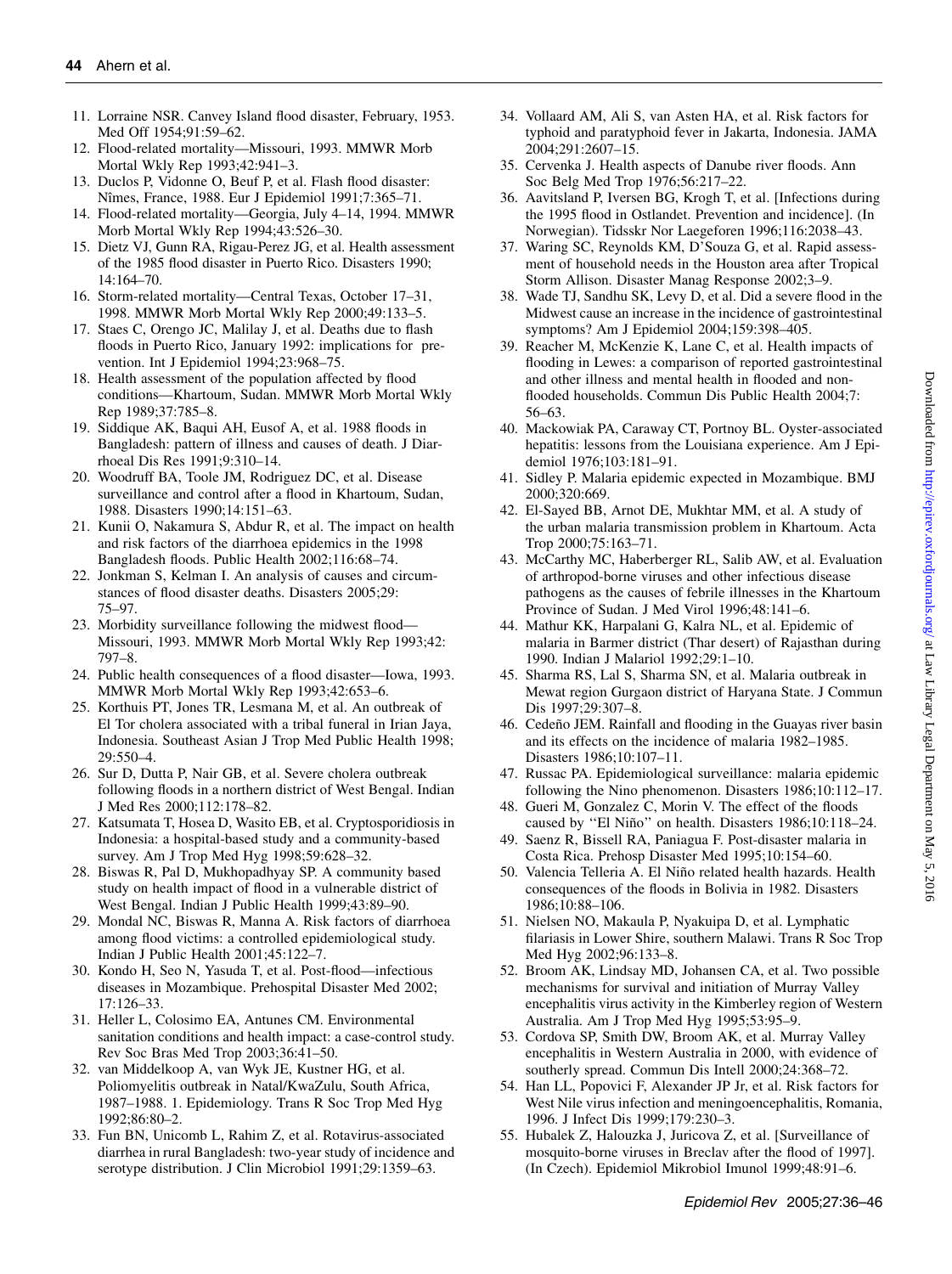11. Lorraine NSR. Canvey Island flood disaster, February, 1953. Med Off 1954;91:59–62.
12. Flood-related mortality—Missouri, 1993. MMWR Morb Mortal Wkly Rep 1993;42:941–3.
13. Duclos P, Vidonne O, Beuf P, et al. Flash flood disaster: Nîmes, France, 1988. Eur J Epidemiol 1991;7:365–71.
14. Flood-related mortality—Georgia, July 4–14, 1994. MMWR Morb Mortal Wkly Rep 1994;43:526–30.
15. Dietz VJ, Gunn RA, Rigau-Perez JG, et al. Health assessment of the 1985 flood disaster in Puerto Rico. Disasters 1990; 14:164–70.
16. Storm-related mortality—Central Texas, October 17–31, 1998. MMWR Morb Mortal Wkly Rep 2000;49:133–5.
17. Staes C, Orengo JC, Malilay J, et al. Deaths due to flash floods in Puerto Rico, January 1992: implications for prevention. Int J Epidemiol 1994;23:968–75.
18. Health assessment of the population affected by flood conditions—Khartoum, Sudan. MMWR Morb Mortal Wkly Rep 1989;37:785–8.
19. Siddique AK, Baqui AH, Eusof A, et al. 1988 floods in Bangladesh: pattern of illness and causes of death. J Diarrhoeal Dis Res 1991;9:310–14.
20. Woodruff BA, Toole JM, Rodriguez DC, et al. Disease surveillance and control after a flood in Khartoum, Sudan, 1988. Disasters 1990;14:151–63.
21. Kunii O, Nakamura S, Abdur R, et al. The impact on health and risk factors of the diarrhoea epidemics in the 1998 Bangladesh floods. Public Health 2002;116:68–74.
22. Jonkman S, Kelman I. An analysis of causes and circumstances of flood disaster deaths. Disasters 2005;29: 75–97.
23. Morbidity surveillance following the midwest flood—Missouri, 1993. MMWR Morb Mortal Wkly Rep 1993;42: 797–8.
24. Public health consequences of a flood disaster—Iowa, 1993. MMWR Morb Mortal Wkly Rep 1993;42:653–6.
25. Korthuis PT, Jones TR, Lesmana M, et al. An outbreak of El Tor cholera associated with a tribal funeral in Irian Jaya, Indonesia. Southeast Asian J Trop Med Public Health 1998; 29:550–4.
26. Sur D, Dutta P, Nair GB, et al. Severe cholera outbreak following floods in a northern district of West Bengal. Indian J Med Res 2000;112:178–82.
27. Katsumata T, Hosea D, Wasito EB, et al. Cryptosporidiosis in Indonesia: a hospital-based study and a community-based survey. Am J Trop Med Hyg 1998;59:628–32.
28. Biswas R, Pal D, Mukhopadhyay SP. A community based study on health impact of flood in a vulnerable district of West Bengal. Indian J Public Health 1999;43:89–90.
29. Mondal NC, Biswas R, Manna A. Risk factors of diarrhoea among flood victims: a controlled epidemiological study. Indian J Public Health 2001;45:122–7.
30. Kondo H, Seo N, Yasuda T, et al. Post-flood—infectious diseases in Mozambique. Prehospital Disaster Med 2002; 17:126–33.
31. Heller L, Colosimo EA, Antunes CM. Environmental sanitation conditions and health impact: a case-control study. Rev Soc Bras Med Trop 2003;36:41–50.
32. van Middelkoop A, van Wyk JE, Kustner HG, et al. Poliomyelitis outbreak in Natal/KwaZulu, South Africa, 1987–1988. 1. Epidemiology. Trans R Soc Trop Med Hyg 1992;86:80–2.
33. Fun BN, Unicomb L, Rahim Z, et al. Rotavirus-associated diarrhea in rural Bangladesh: two-year study of incidence and serotype distribution. J Clin Microbiol 1991;29:1359–63.
34. Vollaard AM, Ali S, van Asten HA, et al. Risk factors for typhoid and paratyphoid fever in Jakarta, Indonesia. JAMA 2004;291:2607–15.
35. Cervenka J. Health aspects of Danube river floods. Ann Soc Belg Med Trop 1976;56:217–22.
36. Aavitsland P, Iversen BG, Krogh T, et al. [Infections during the 1995 flood in Ostlandet. Prevention and incidence]. (In Norwegian). Tidsskr Nor Laegeforen 1996;116:2038–43.
37. Waring SC, Reynolds KM, D'Souza G, et al. Rapid assessment of household needs in the Houston area after Tropical Storm Allison. Disaster Manag Response 2002;3–9.
38. Wade TJ, Sandhu SK, Levy D, et al. Did a severe flood in the Midwest cause an increase in the incidence of gastrointestinal symptoms? Am J Epidemiol 2004;159:398–405.
39. Reacher M, McKenzie K, Lane C, et al. Health impacts of flooding in Lewes: a comparison of reported gastrointestinal and other illness and mental health in flooded and non-flooded households. Commun Dis Public Health 2004;7: 56–63.
40. Mackowiak PA, Caraway CT, Portnoy BL. Oyster-associated hepatitis: lessons from the Louisiana experience. Am J Epidemiol 1976;103:181–91.
41. Sidley P. Malaria epidemic expected in Mozambique. BMJ 2000;320:669.
42. El-Sayed BB, Arnot DE, Mukhtar MM, et al. A study of the urban malaria transmission problem in Khartoum. Acta Trop 2000;75:163–71.
43. McCarthy MC, Haberberger RL, Salib AW, et al. Evaluation of arthropod-borne viruses and other infectious disease pathogens as the causes of febrile illnesses in the Khartoum Province of Sudan. J Med Virol 1996;48:141–6.
44. Mathur KK, Harpalani G, Kalra NL, et al. Epidemic of malaria in Barmer district (Thar desert) of Rajasthan during 1990. Indian J Malariol 1992;29:1–10.
45. Sharma RS, Lal S, Sharma SN, et al. Malaria outbreak in Mewat region Gurgaon district of Haryana State. J Commun Dis 1997;29:307–8.
46. Cedeño JEM. Rainfall and flooding in the Guayas river basin and its effects on the incidence of malaria 1982–1985. Disasters 1986;10:107–11.
47. Russac PA. Epidemiological surveillance: malaria epidemic following the Nino phenomenon. Disasters 1986;10:112–17.
48. Gueri M, Gonzalez C, Morin V. The effect of the floods caused by ''El Niño'' on health. Disasters 1986;10:118–24.
49. Saenz R, Bissell RA, Paniagua F. Post-disaster malaria in Costa Rica. Prehosp Disaster Med 1995;10:154–60.
50. Valencia Telleria A. El Niño related health hazards. Health consequences of the floods in Bolivia in 1982. Disasters 1986;10:88–106.
51. Nielsen NO, Makaula P, Nyakuipa D, et al. Lymphatic filariasis in Lower Shire, southern Malawi. Trans R Soc Trop Med Hyg 2002;96:133–8.
52. Broom AK, Lindsay MD, Johansen CA, et al. Two possible mechanisms for survival and initiation of Murray Valley encephalitis virus activity in the Kimberley region of Western Australia. Am J Trop Med Hyg 1995;53:95–9.
53. Cordova SP, Smith DW, Broom AK, et al. Murray Valley encephalitis in Western Australia in 2000, with evidence of southerly spread. Commun Dis Intell 2000;24:368–72.
54. Han LL, Popovici F, Alexander JP Jr, et al. Risk factors for West Nile virus infection and meningoencephalitis, Romania, 1996. J Infect Dis 1999;179:230–3.
55. Hubalek Z, Halouzka J, Juricova Z, et al. [Surveillance of mosquito-borne viruses in Breclav after the flood of 1997]. (In Czech). Epidemiol Mikrobiol Imunol 1999;48:91–6.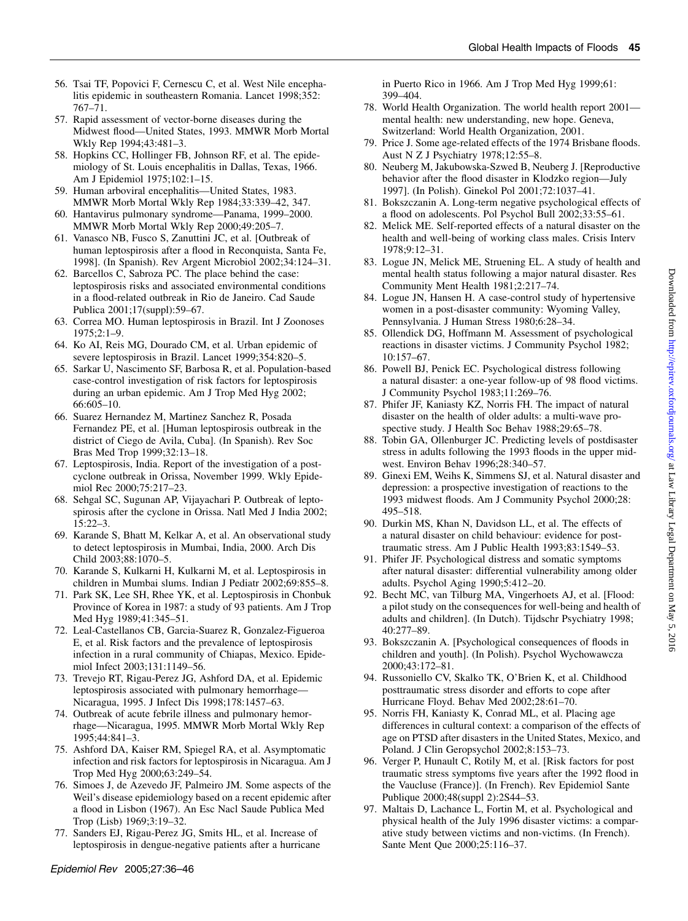56. Tsai TF, Popovici F, Cernescu C, et al. West Nile encephalitis epidemic in southeastern Romania. Lancet 1998;352: 767–71.
57. Rapid assessment of vector-borne diseases during the Midwest flood—United States, 1993. MMWR Morb Mortal Wkly Rep 1994;43:481–3.
58. Hopkins CC, Hollinger FB, Johnson RF, et al. The epidemiology of St. Louis encephalitis in Dallas, Texas, 1966. Am J Epidemiol 1975;102:1–15.
59. Human arboviral encephalitis—United States, 1983. MMWR Morb Mortal Wkly Rep 1984;33:339–42, 347.
60. Hantavirus pulmonary syndrome—Panama, 1999–2000. MMWR Morb Mortal Wkly Rep 2000;49:205–7.
61. Vanasco NB, Fusco S, Zanuttini JC, et al. [Outbreak of human leptospirosis after a flood in Reconquista, Santa Fe, 1998]. (In Spanish). Rev Argent Microbiol 2002;34:124–31.
62. Barcellos C, Sabroza PC. The place behind the case: leptospirosis risks and associated environmental conditions in a flood-related outbreak in Rio de Janeiro. Cad Saude Publica 2001;17(suppl):59–67.
63. Correa MO. Human leptospirosis in Brazil. Int J Zoonoses 1975;2:1–9.
64. Ko AI, Reis MG, Dourado CM, et al. Urban epidemic of severe leptospirosis in Brazil. Lancet 1999;354:820–5.
65. Sarkar U, Nascimento SF, Barbosa R, et al. Population-based case-control investigation of risk factors for leptospirosis during an urban epidemic. Am J Trop Med Hyg 2002; 66:605–10.
66. Suarez Hernandez M, Martinez Sanchez R, Posada Fernandez PE, et al. [Human leptospirosis outbreak in the district of Ciego de Avila, Cuba]. (In Spanish). Rev Soc Bras Med Trop 1999;32:13–18.
67. Leptospirosis, India. Report of the investigation of a post-cyclone outbreak in Orissa, November 1999. Wkly Epidemiol Rec 2000;75:217–23.
68. Sehgal SC, Sugunan AP, Vijayachari P. Outbreak of leptospirosis after the cyclone in Orissa. Natl Med J India 2002; 15:22–3.
69. Karande S, Bhatt M, Kelkar A, et al. An observational study to detect leptospirosis in Mumbai, India, 2000. Arch Dis Child 2003;88:1070–5.
70. Karande S, Kulkarni H, Kulkarni M, et al. Leptospirosis in children in Mumbai slums. Indian J Pediatr 2002;69:855–8.
71. Park SK, Lee SH, Rhee YK, et al. Leptospirosis in Chonbuk Province of Korea in 1987: a study of 93 patients. Am J Trop Med Hyg 1989;41:345–51.
72. Leal-Castellanos CB, Garcia-Suarez R, Gonzalez-Figueroa E, et al. Risk factors and the prevalence of leptospirosis infection in a rural community of Chiapas, Mexico. Epidemiol Infect 2003;131:1149–56.
73. Trevejo RT, Rigau-Perez JG, Ashford DA, et al. Epidemic leptospirosis associated with pulmonary hemorrhage—Nicaragua, 1995. J Infect Dis 1998;178:1457–63.
74. Outbreak of acute febrile illness and pulmonary hemorrhage—Nicaragua, 1995. MMWR Morb Mortal Wkly Rep 1995;44:841–3.
75. Ashford DA, Kaiser RM, Spiegel RA, et al. Asymptomatic infection and risk factors for leptospirosis in Nicaragua. Am J Trop Med Hyg 2000;63:249–54.
76. Simoes J, de Azevedo JF, Palmeiro JM. Some aspects of the Weil's disease epidemiology based on a recent epidemic after a flood in Lisbon (1967). An Esc Nacl Saude Publica Med Trop (Lisb) 1969;3:19–32.
77. Sanders EJ, Rigau-Perez JG, Smits HL, et al. Increase of leptospirosis in dengue-negative patients after a hurricane in Puerto Rico in 1966. Am J Trop Med Hyg 1999;61: 399–404.
78. World Health Organization. The world health report 2001—mental health: new understanding, new hope. Geneva, Switzerland: World Health Organization, 2001.
79. Price J. Some age-related effects of the 1974 Brisbane floods. Aust N Z J Psychiatry 1978;12:55–8.
80. Neuberg M, Jakubowska-Szwed B, Neuberg J. [Reproductive behavior after the flood disaster in Klodzko region—July 1997]. (In Polish). Ginekol Pol 2001;72:1037–41.
81. Bokszczanin A. Long-term negative psychological effects of a flood on adolescents. Pol Psychol Bull 2002;33:55–61.
82. Melick ME. Self-reported effects of a natural disaster on the health and well-being of working class males. Crisis Interv 1978;9:12–31.
83. Logue JN, Melick ME, Struening EL. A study of health and mental health status following a major natural disaster. Res Community Ment Health 1981;2:217–74.
84. Logue JN, Hansen H. A case-control study of hypertensive women in a post-disaster community: Wyoming Valley, Pennsylvania. J Human Stress 1980;6:28–34.
85. Ollendick DG, Hoffmann M. Assessment of psychological reactions in disaster victims. J Community Psychol 1982; 10:157–67.
86. Powell BJ, Penick EC. Psychological distress following a natural disaster: a one-year follow-up of 98 flood victims. J Community Psychol 1983;11:269–76.
87. Phifer JF, Kaniasty KZ, Norris FH. The impact of natural disaster on the health of older adults: a multi-wave prospective study. J Health Soc Behav 1988;29:65–78.
88. Tobin GA, Ollenburger JC. Predicting levels of postdisaster stress in adults following the 1993 floods in the upper midwest. Environ Behav 1996;28:340–57.
89. Ginexi EM, Weihs K, Simmens SJ, et al. Natural disaster and depression: a prospective investigation of reactions to the 1993 midwest floods. Am J Community Psychol 2000;28: 495–518.
90. Durkin MS, Khan N, Davidson LL, et al. The effects of a natural disaster on child behaviour: evidence for posttraumatic stress. Am J Public Health 1993;83:1549–53.
91. Phifer JF. Psychological distress and somatic symptoms after natural disaster: differential vulnerability among older adults. Psychol Aging 1990;5:412–20.
92. Becht MC, van Tilburg MA, Vingerhoets AJ, et al. [Flood: a pilot study on the consequences for well-being and health of adults and children]. (In Dutch). Tijdschr Psychiatry 1998; 40:277–89.
93. Bokszczanin A. [Psychological consequences of floods in children and youth]. (In Polish). Psychol Wychowawcza 2000;43:172–81.
94. Russoniello CV, Skalko TK, O'Brien K, et al. Childhood posttraumatic stress disorder and efforts to cope after Hurricane Floyd. Behav Med 2002;28:61–70.
95. Norris FH, Kaniasty K, Conrad ML, et al. Placing age differences in cultural context: a comparison of the effects of age on PTSD after disasters in the United States, Mexico, and Poland. J Clin Geropsychol 2002;8:153–73.
96. Verger P, Hunault C, Rotily M, et al. [Risk factors for post traumatic stress symptoms five years after the 1992 flood in the Vaucluse (France)]. (In French). Rev Epidemiol Sante Publique 2000;48(suppl 2):2S44–53.
97. Maltais D, Lachance L, Fortin M, et al. Psychological and physical health of the July 1996 disaster victims: a comparative study between victims and non-victims. (In French). Sante Ment Que 2000;25:116–37.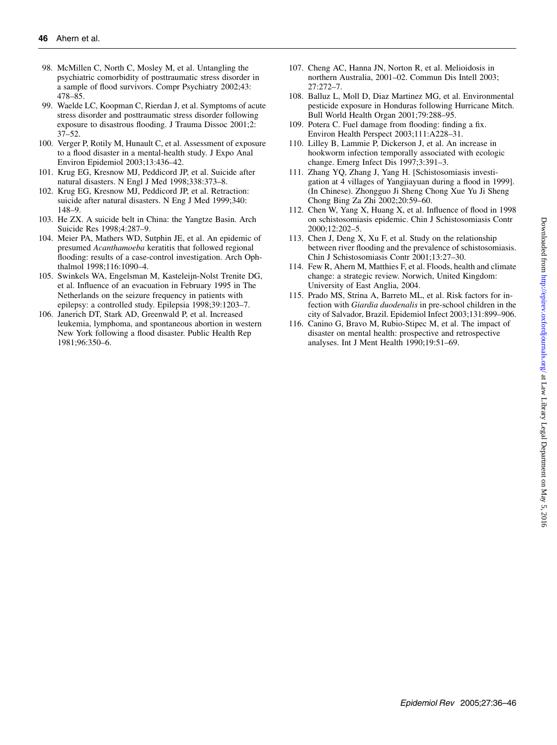98. McMillen C, North C, Mosley M, et al. Untangling the psychiatric comorbidity of posttraumatic stress disorder in a sample of flood survivors. Compr Psychiatry 2002;43: 478–85.
99. Waelde LC, Koopman C, Rierdan J, et al. Symptoms of acute stress disorder and posttraumatic stress disorder following exposure to disastrous flooding. J Trauma Dissoc 2001;2: 37–52.
100. Verger P, Rotily M, Hunault C, et al. Assessment of exposure to a flood disaster in a mental-health study. J Expo Anal Environ Epidemiol 2003;13:436–42.
101. Krug EG, Kresnow MJ, Peddicord JP, et al. Suicide after natural disasters. N Engl J Med 1998;338:373–8.
102. Krug EG, Kresnow MJ, Peddicord JP, et al. Retraction: suicide after natural disasters. N Eng J Med 1999;340: 148–9.
103. He ZX. A suicide belt in China: the Yangtze Basin. Arch Suicide Res 1998;4:287–9.
104. Meier PA, Mathers WD, Sutphin JE, et al. An epidemic of presumed *Acanthamoeba* keratitis that followed regional flooding: results of a case-control investigation. Arch Ophthalmol 1998;116:1090–4.
105. Swinkels WA, Engelsman M, Kasteleijn-Nolst Trenite DG, et al. Influence of an evacuation in February 1995 in The Netherlands on the seizure frequency in patients with epilepsy: a controlled study. Epilepsia 1998;39:1203–7.
106. Janerich DT, Stark AD, Greenwald P, et al. Increased leukemia, lymphoma, and spontaneous abortion in western New York following a flood disaster. Public Health Rep 1981;96:350–6.
107. Cheng AC, Hanna JN, Norton R, et al. Melioidosis in northern Australia, 2001–02. Commun Dis Intell 2003; 27:272–7.
108. Balluz L, Moll D, Diaz Martinez MG, et al. Environmental pesticide exposure in Honduras following Hurricane Mitch. Bull World Health Organ 2001;79:288–95.
109. Potera C. Fuel damage from flooding: finding a fix. Environ Health Perspect 2003;111:A228–31.
110. Lilley B, Lammie P, Dickerson J, et al. An increase in hookworm infection temporally associated with ecologic change. Emerg Infect Dis 1997;3:391–3.
111. Zhang YQ, Zhang J, Yang H. [Schistosomiasis investigation at 4 villages of Yangjiayuan during a flood in 1999]. (In Chinese). Zhongguo Ji Sheng Chong Xue Yu Ji Sheng Chong Bing Za Zhi 2002;20:59–60.
112. Chen W, Yang X, Huang X, et al. Influence of flood in 1998 on schistosomiasis epidemic. Chin J Schistosomiasis Contr 2000;12:202–5.
113. Chen J, Deng X, Xu F, et al. Study on the relationship between river flooding and the prevalence of schistosomiasis. Chin J Schistosomiasis Contr 2001;13:27–30.
114. Few R, Ahern M, Matthies F, et al. Floods, health and climate change: a strategic review. Norwich, United Kingdom: University of East Anglia, 2004.
115. Prado MS, Strina A, Barreto ML, et al. Risk factors for infection with *Giardia duodenalis* in pre-school children in the city of Salvador, Brazil. Epidemiol Infect 2003;131:899–906.
116. Canino G, Bravo M, Rubio-Stipec M, et al. The impact of disaster on mental health: prospective and retrospective analyses. Int J Ment Health 1990;19:51–69.